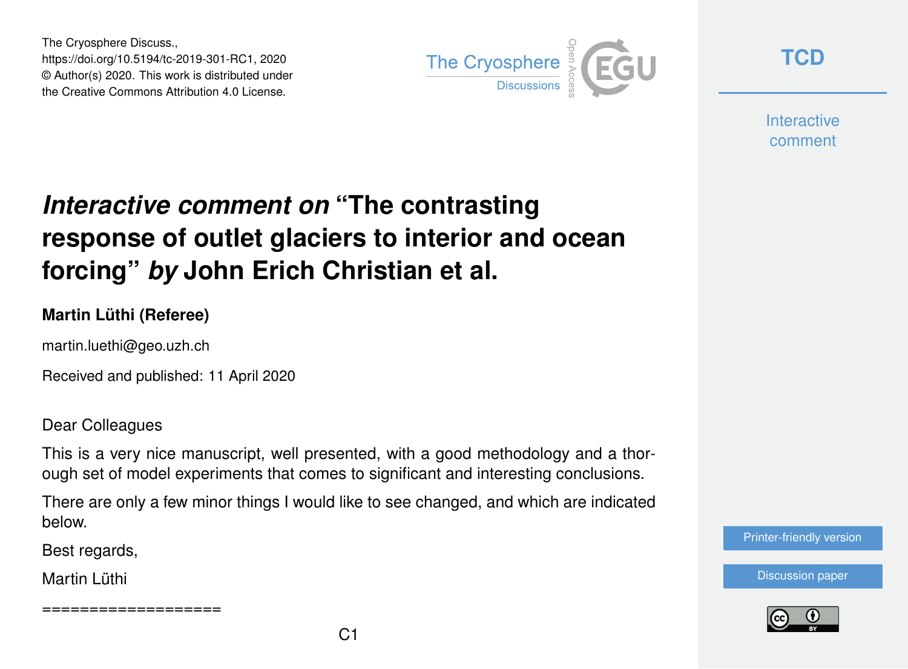The Cryosphere Discuss.,
https://doi.org/10.5194/tc-2019-301-RC1, 2020
© Author(s) 2020. This work is distributed under
the Creative Commons Attribution 4.0 License.

# *Interactive comment on* "The contrasting response of outlet glaciers to interior and ocean forcing" *by* John Erich Christian et al.

**Martin Lüthi (Referee)**

martin.luethi@geo.uzh.ch

Received and published: 11 April 2020

Dear Colleagues

This is a very nice manuscript, well presented, with a good methodology and a thorough set of model experiments that comes to significant and interesting conclusions.

There are only a few minor things I would like to see changed, and which are indicated below.

Best regards,

Martin Lüthi

==================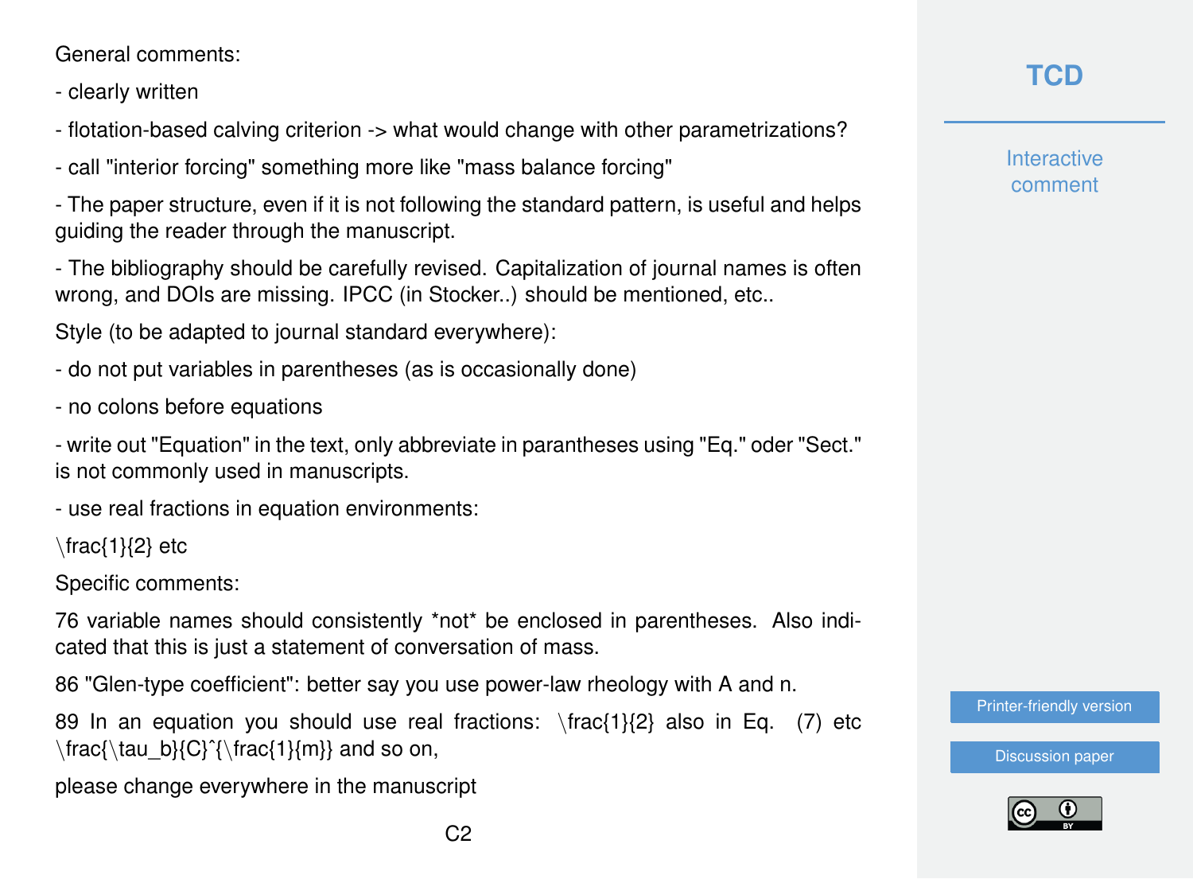General comments:

- clearly written

- flotation-based calving criterion -> what would change with other parametrizations?

- call "interior forcing" something more like "mass balance forcing"

- The paper structure, even if it is not following the standard pattern, is useful and helps guiding the reader through the manuscript.

- The bibliography should be carefully revised. Capitalization of journal names is often wrong, and DOIs are missing. IPCC (in Stocker..) should be mentioned, etc..

Style (to be adapted to journal standard everywhere):

- do not put variables in parentheses (as is occasionally done)

- no colons before equations

- write out "Equation" in the text, only abbreviate in parantheses using "Eq." oder "Sect." is not commonly used in manuscripts.

- use real fractions in equation environments:

\frac{1}{2} etc

Specific comments:

76 variable names should consistently *not* be enclosed in parentheses. Also indicated that this is just a statement of conversation of mass.

86 "Glen-type coefficient": better say you use power-law rheology with A and n.

89 In an equation you should use real fractions: \frac{1}{2} also in Eq. (7) etc \frac{\tau_b}{C}^{\frac{1}{m}} and so on,

please change everywhere in the manuscript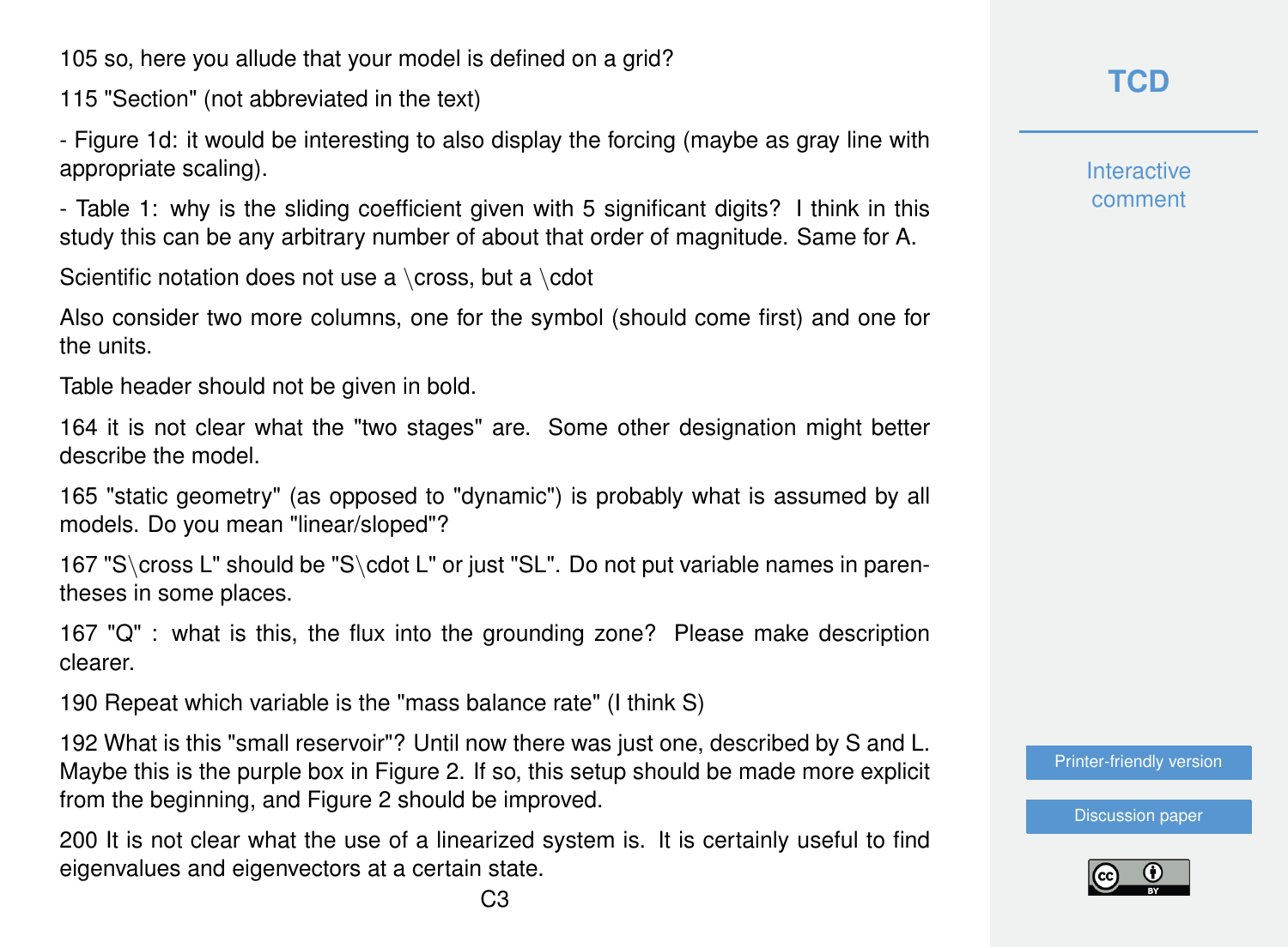105 so, here you allude that your model is defined on a grid?

115 "Section" (not abbreviated in the text)

- Figure 1d: it would be interesting to also display the forcing (maybe as gray line with appropriate scaling).

- Table 1: why is the sliding coefficient given with 5 significant digits? I think in this study this can be any arbitrary number of about that order of magnitude. Same for A.

Scientific notation does not use a \cross, but a \cdot

Also consider two more columns, one for the symbol (should come first) and one for the units.

Table header should not be given in bold.

164 it is not clear what the "two stages" are. Some other designation might better describe the model.

165 "static geometry" (as opposed to "dynamic") is probably what is assumed by all models. Do you mean "linear/sloped"?

167 "S\cross L" should be "S\cdot L" or just "SL". Do not put variable names in parentheses in some places.

167 "Q" : what is this, the flux into the grounding zone? Please make description clearer.

190 Repeat which variable is the "mass balance rate" (I think S)

192 What is this "small reservoir"? Until now there was just one, described by S and L. Maybe this is the purple box in Figure 2. If so, this setup should be made more explicit from the beginning, and Figure 2 should be improved.

200 It is not clear what the use of a linearized system is. It is certainly useful to find eigenvalues and eigenvectors at a certain state.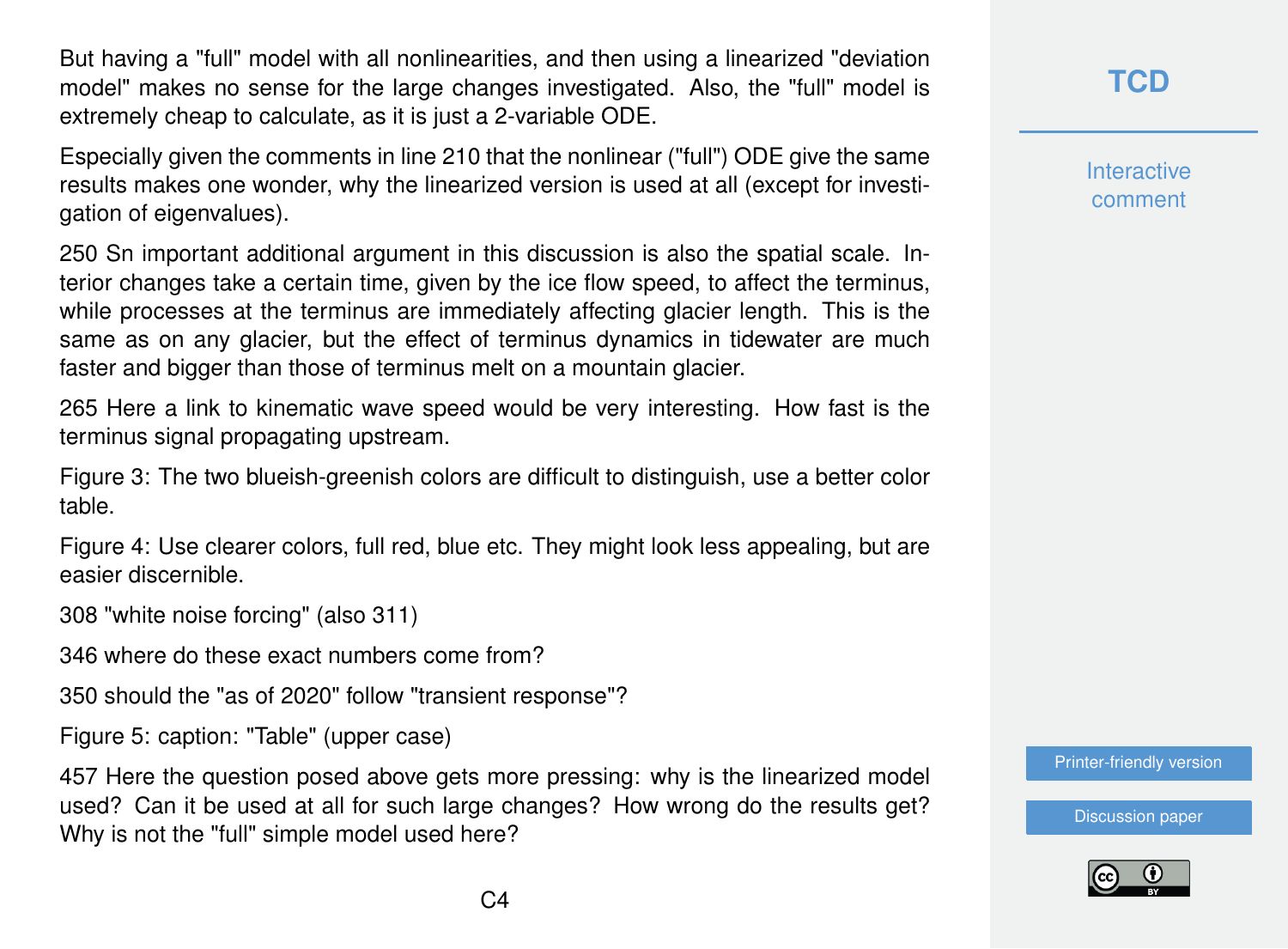But having a "full" model with all nonlinearities, and then using a linearized "deviation model" makes no sense for the large changes investigated. Also, the "full" model is extremely cheap to calculate, as it is just a 2-variable ODE.

Especially given the comments in line 210 that the nonlinear ("full") ODE give the same results makes one wonder, why the linearized version is used at all (except for investigation of eigenvalues).

250 Sn important additional argument in this discussion is also the spatial scale. Interior changes take a certain time, given by the ice flow speed, to affect the terminus, while processes at the terminus are immediately affecting glacier length. This is the same as on any glacier, but the effect of terminus dynamics in tidewater are much faster and bigger than those of terminus melt on a mountain glacier.

265 Here a link to kinematic wave speed would be very interesting. How fast is the terminus signal propagating upstream.

Figure 3: The two blueish-greenish colors are difficult to distinguish, use a better color table.

Figure 4: Use clearer colors, full red, blue etc. They might look less appealing, but are easier discernible.

308 "white noise forcing" (also 311)

346 where do these exact numbers come from?

350 should the "as of 2020" follow "transient response"?

Figure 5: caption: "Table" (upper case)

457 Here the question posed above gets more pressing: why is the linearized model used? Can it be used at all for such large changes? How wrong do the results get? Why is not the "full" simple model used here?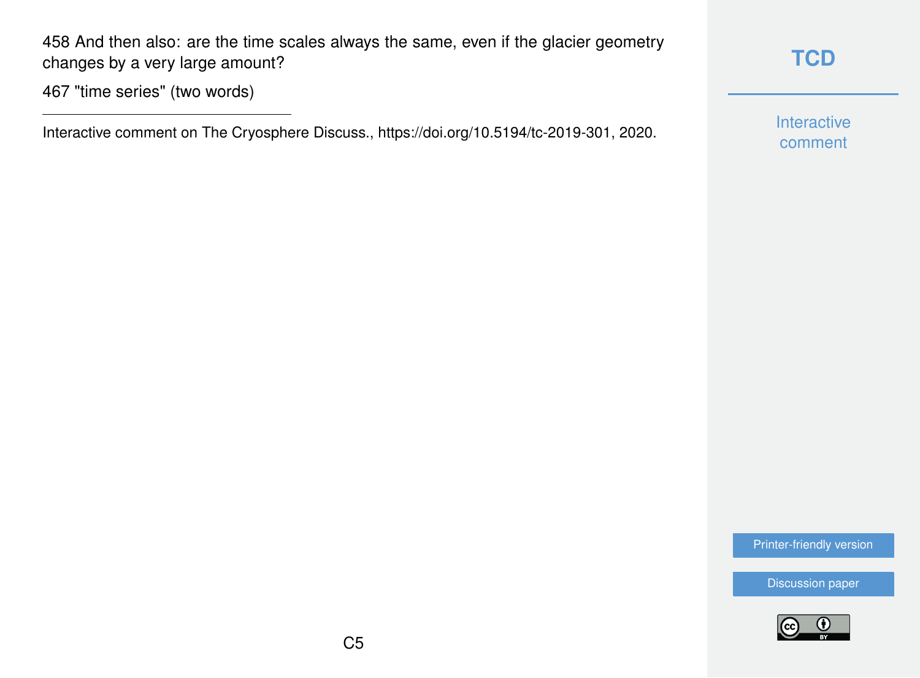458 And then also: are the time scales always the same, even if the glacier geometry changes by a very large amount?

467 "time series" (two words)

---

Interactive comment on The Cryosphere Discuss., https://doi.org/10.5194/tc-2019-301, 2020.